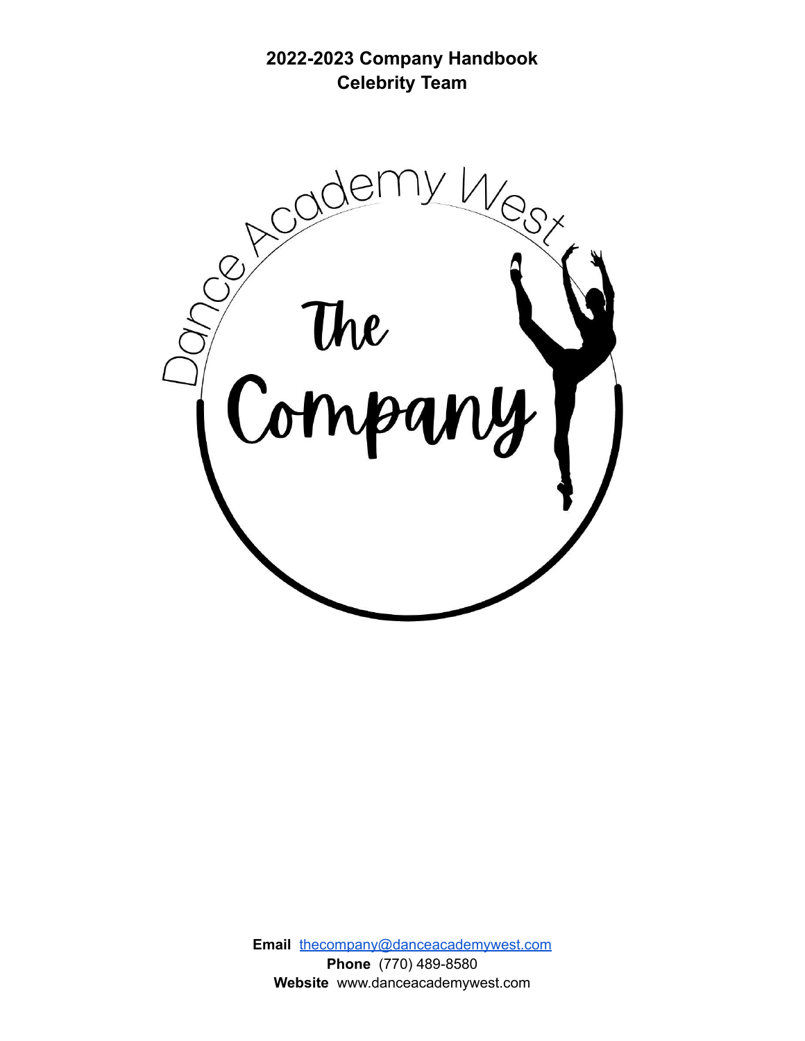# 2022-2023 Company Handbook
## Celebrity Team

Dance Academy West

The Company

**Email** thecompany@danceacademywest.com
**Phone** (770) 489-8580
**Website** www.danceacademywest.com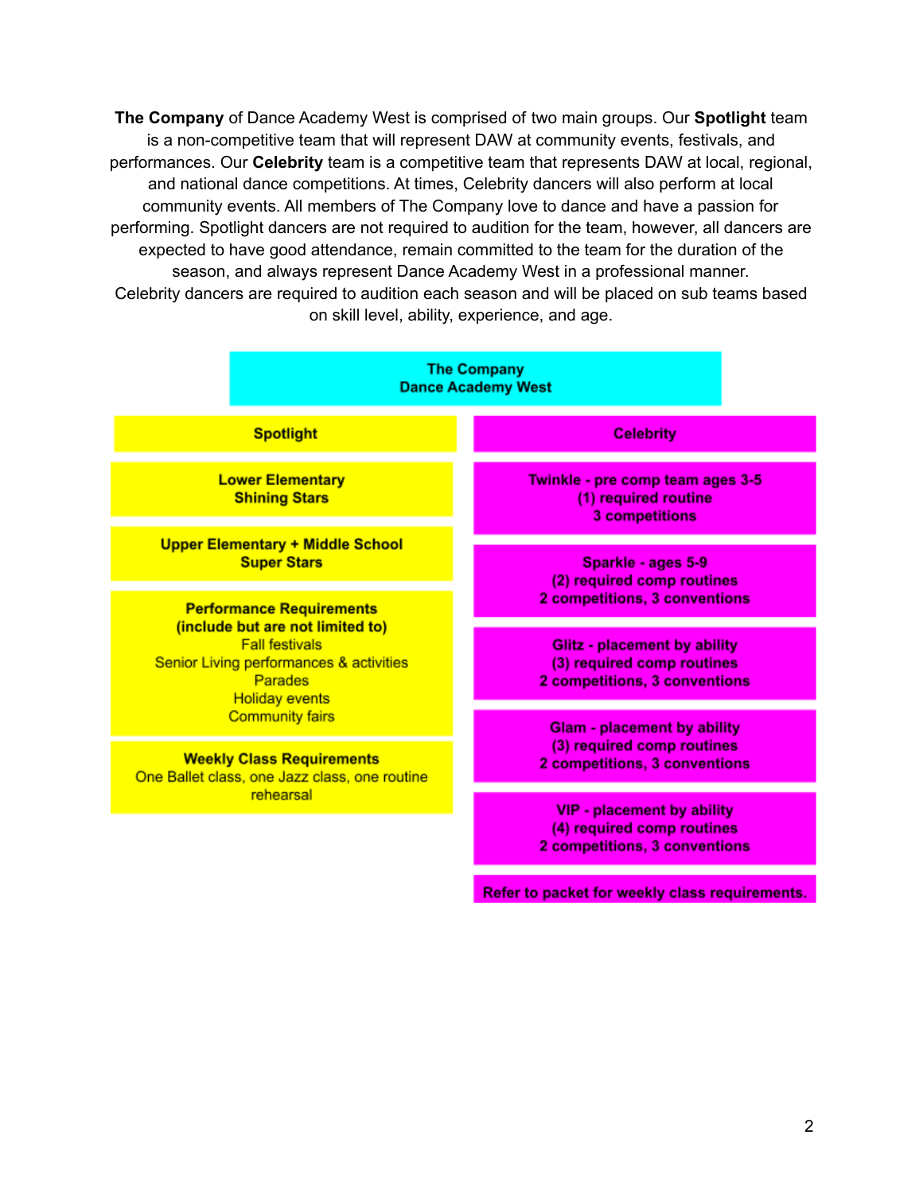**The Company** of Dance Academy West is comprised of two main groups. Our **Spotlight** team is a non-competitive team that will represent DAW at community events, festivals, and performances. Our **Celebrity** team is a competitive team that represents DAW at local, regional, and national dance competitions. At times, Celebrity dancers will also perform at local community events. All members of The Company love to dance and have a passion for performing. Spotlight dancers are not required to audition for the team, however, all dancers are expected to have good attendance, remain committed to the team for the duration of the season, and always represent Dance Academy West in a professional manner. Celebrity dancers are required to audition each season and will be placed on sub teams based on skill level, ability, experience, and age.

| The Company<br>Dance Academy West | |
|---|---|
| **Spotlight** | **Celebrity** |
| **Lower Elementary**<br>**Shining Stars** | **Twinkle - pre comp team ages 3-5**<br>**(1) required routine**<br>**3 competitions** |
| **Upper Elementary + Middle School**<br>**Super Stars** | **Sparkle - ages 5-9**<br>**(2) required comp routines**<br>**2 competitions, 3 conventions** |
| **Performance Requirements**<br>**(include but are not limited to)**<br>Fall festivals<br>Senior Living performances & activities<br>Parades<br>Holiday events<br>Community fairs | **Glitz - placement by ability**<br>**(3) required comp routines**<br>**2 competitions, 3 conventions** |
| | **Glam - placement by ability**<br>**(3) required comp routines**<br>**2 competitions, 3 conventions** |
| **Weekly Class Requirements**<br>One Ballet class, one Jazz class, one routine rehearsal | **VIP - placement by ability**<br>**(4) required comp routines**<br>**2 competitions, 3 conventions** |
| | **Refer to packet for weekly class requirements.** |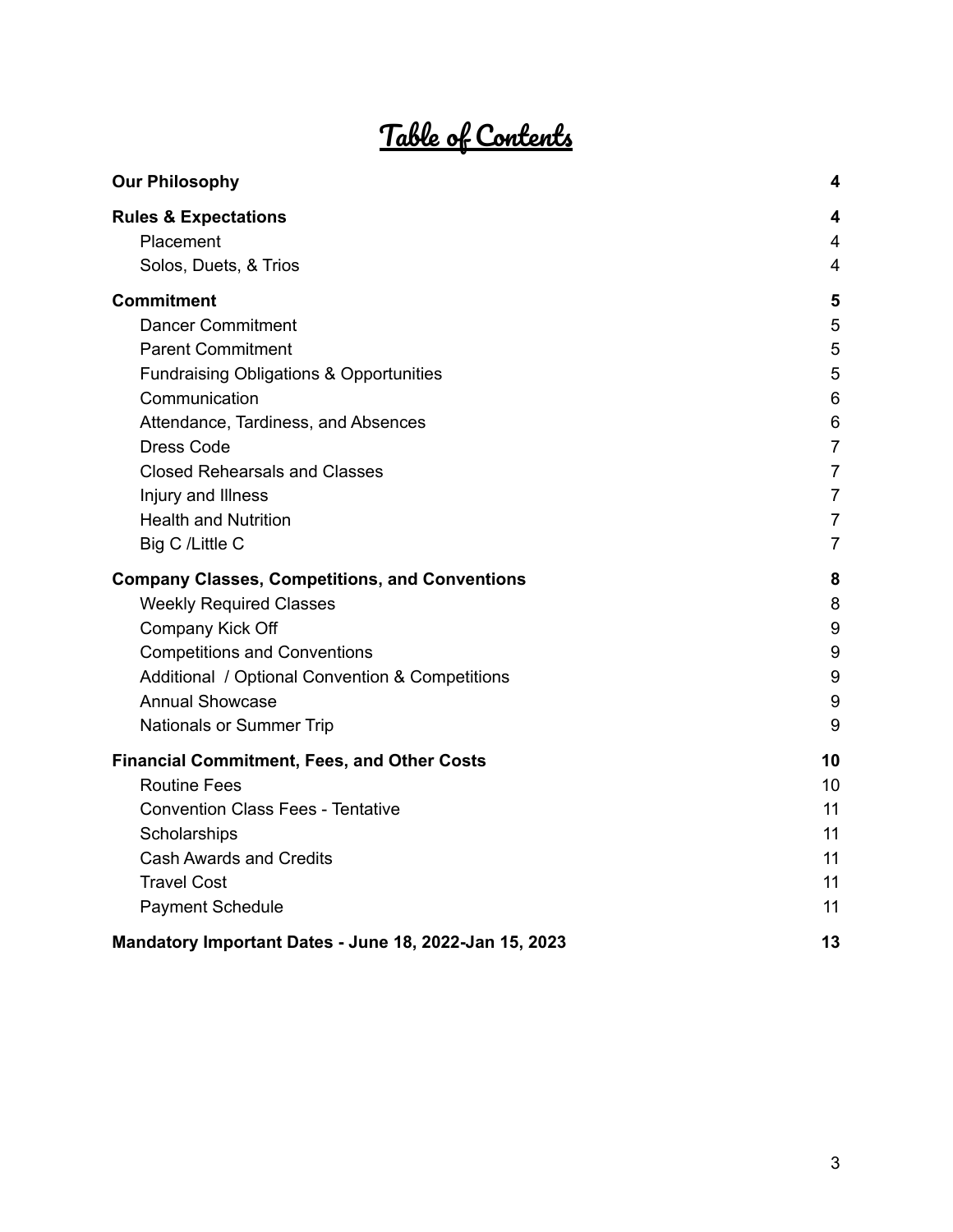# Table of Contents

| | |
|---|---|
| **Our Philosophy** | **4** |
| **Rules & Expectations** | **4** |
| Placement | 4 |
| Solos, Duets, & Trios | 4 |
| **Commitment** | **5** |
| Dancer Commitment | 5 |
| Parent Commitment | 5 |
| Fundraising Obligations & Opportunities | 5 |
| Communication | 6 |
| Attendance, Tardiness, and Absences | 6 |
| Dress Code | 7 |
| Closed Rehearsals and Classes | 7 |
| Injury and Illness | 7 |
| Health and Nutrition | 7 |
| Big C /Little C | 7 |
| **Company Classes, Competitions, and Conventions** | **8** |
| Weekly Required Classes | 8 |
| Company Kick Off | 9 |
| Competitions and Conventions | 9 |
| Additional / Optional Convention & Competitions | 9 |
| Annual Showcase | 9 |
| Nationals or Summer Trip | 9 |
| **Financial Commitment, Fees, and Other Costs** | **10** |
| Routine Fees | 10 |
| Convention Class Fees - Tentative | 11 |
| Scholarships | 11 |
| Cash Awards and Credits | 11 |
| Travel Cost | 11 |
| Payment Schedule | 11 |
| **Mandatory Important Dates - June 18, 2022-Jan 15, 2023** | **13** |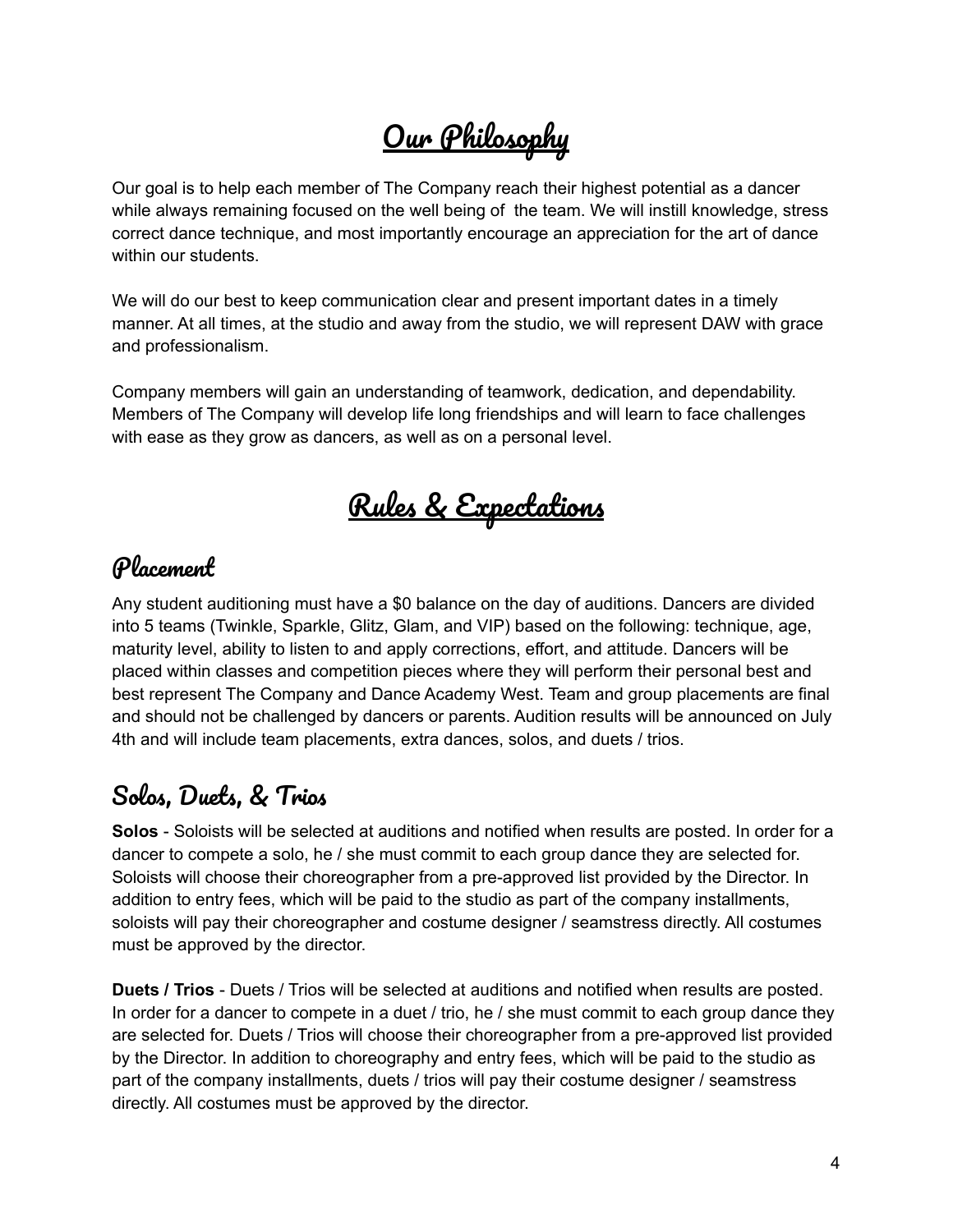# Our Philosophy

Our goal is to help each member of The Company reach their highest potential as a dancer while always remaining focused on the well being of  the team. We will instill knowledge, stress correct dance technique, and most importantly encourage an appreciation for the art of dance within our students.

We will do our best to keep communication clear and present important dates in a timely manner. At all times, at the studio and away from the studio, we will represent DAW with grace and professionalism.

Company members will gain an understanding of teamwork, dedication, and dependability. Members of The Company will develop life long friendships and will learn to face challenges with ease as they grow as dancers, as well as on a personal level.

# Rules & Expectations

## Placement

Any student auditioning must have a $0 balance on the day of auditions. Dancers are divided into 5 teams (Twinkle, Sparkle, Glitz, Glam, and VIP) based on the following: technique, age, maturity level, ability to listen to and apply corrections, effort, and attitude. Dancers will be placed within classes and competition pieces where they will perform their personal best and best represent The Company and Dance Academy West. Team and group placements are final and should not be challenged by dancers or parents. Audition results will be announced on July 4th and will include team placements, extra dances, solos, and duets / trios.

## Solos, Duets, & Trios

**Solos** - Soloists will be selected at auditions and notified when results are posted. In order for a dancer to compete a solo, he / she must commit to each group dance they are selected for. Soloists will choose their choreographer from a pre-approved list provided by the Director. In addition to entry fees, which will be paid to the studio as part of the company installments, soloists will pay their choreographer and costume designer / seamstress directly. All costumes must be approved by the director.

**Duets / Trios** - Duets / Trios will be selected at auditions and notified when results are posted. In order for a dancer to compete in a duet / trio, he / she must commit to each group dance they are selected for. Duets / Trios will choose their choreographer from a pre-approved list provided by the Director. In addition to choreography and entry fees, which will be paid to the studio as part of the company installments, duets / trios will pay their costume designer / seamstress directly. All costumes must be approved by the director.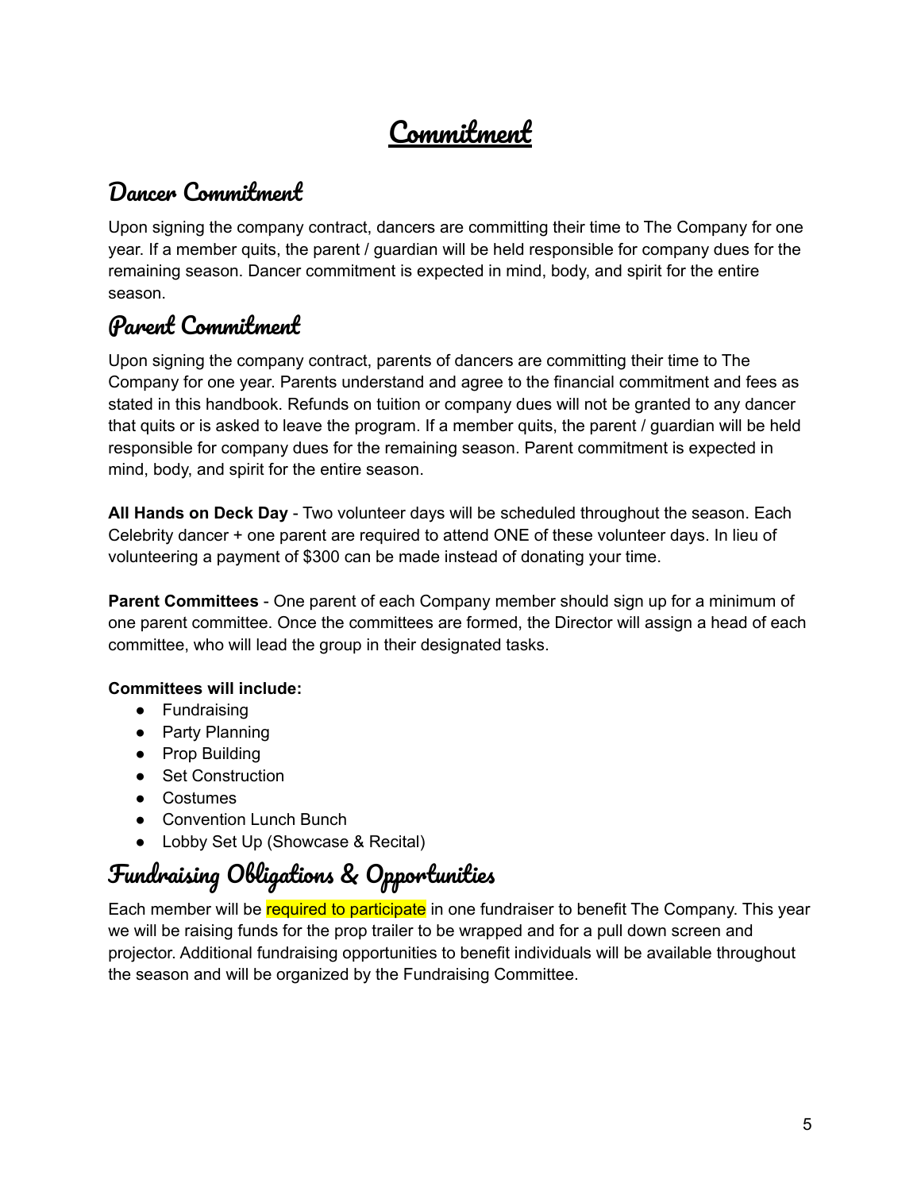# Commitment

## Dancer Commitment

Upon signing the company contract, dancers are committing their time to The Company for one year. If a member quits, the parent / guardian will be held responsible for company dues for the remaining season. Dancer commitment is expected in mind, body, and spirit for the entire season.

## Parent Commitment

Upon signing the company contract, parents of dancers are committing their time to The Company for one year. Parents understand and agree to the financial commitment and fees as stated in this handbook. Refunds on tuition or company dues will not be granted to any dancer that quits or is asked to leave the program. If a member quits, the parent / guardian will be held responsible for company dues for the remaining season. Parent commitment is expected in mind, body, and spirit for the entire season.

**All Hands on Deck Day** - Two volunteer days will be scheduled throughout the season. Each Celebrity dancer + one parent are required to attend ONE of these volunteer days. In lieu of volunteering a payment of $300 can be made instead of donating your time.

**Parent Committees** - One parent of each Company member should sign up for a minimum of one parent committee. Once the committees are formed, the Director will assign a head of each committee, who will lead the group in their designated tasks.

**Committees will include:**

- Fundraising
- Party Planning
- Prop Building
- Set Construction
- Costumes
- Convention Lunch Bunch
- Lobby Set Up (Showcase & Recital)

## Fundraising Obligations & Opportunities

Each member will be required to participate in one fundraiser to benefit The Company. This year we will be raising funds for the prop trailer to be wrapped and for a pull down screen and projector. Additional fundraising opportunities to benefit individuals will be available throughout the season and will be organized by the Fundraising Committee.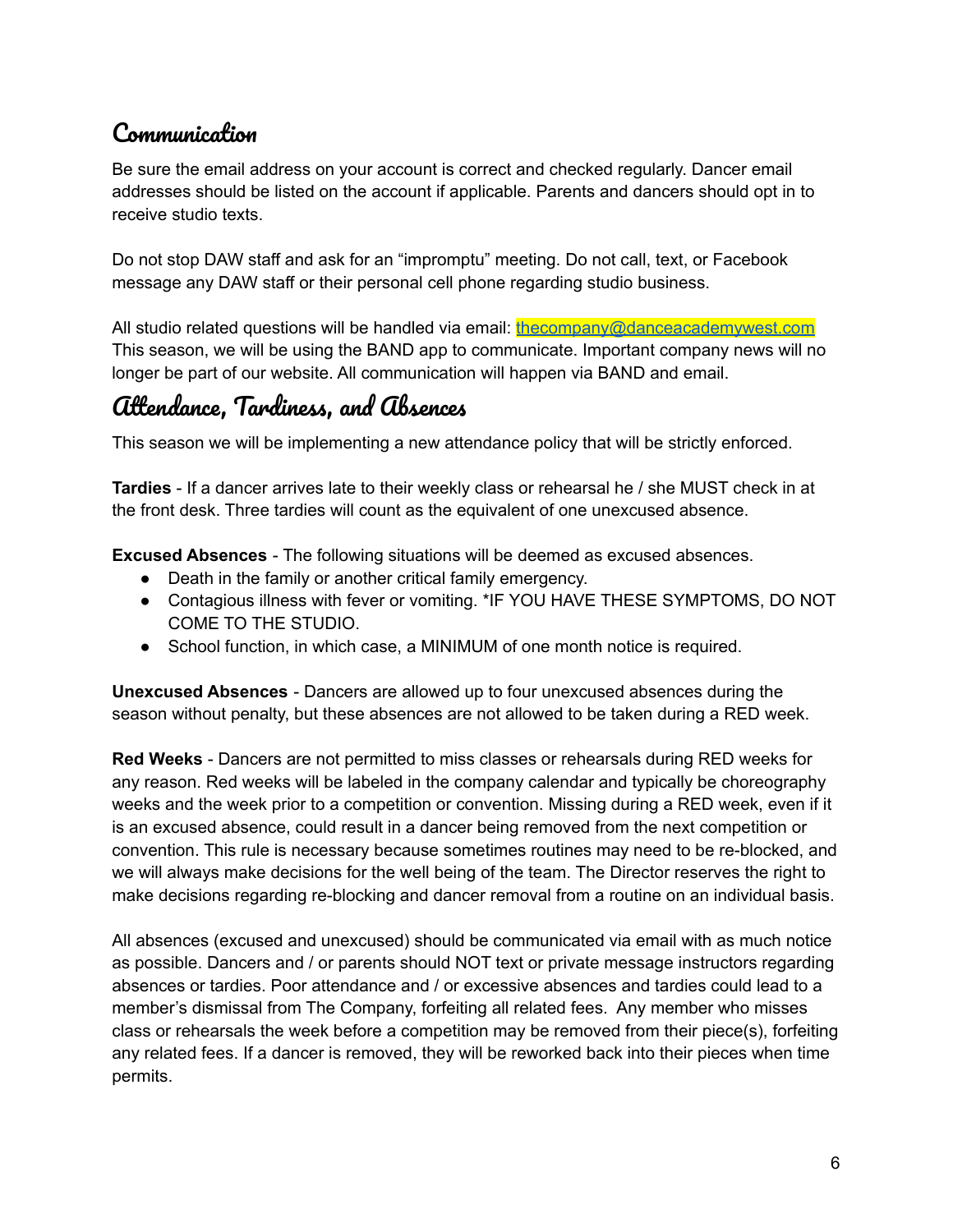## Communication

Be sure the email address on your account is correct and checked regularly. Dancer email addresses should be listed on the account if applicable. Parents and dancers should opt in to receive studio texts.

Do not stop DAW staff and ask for an "impromptu" meeting. Do not call, text, or Facebook message any DAW staff or their personal cell phone regarding studio business.

All studio related questions will be handled via email: thecompany@danceacademywest.com This season, we will be using the BAND app to communicate. Important company news will no longer be part of our website. All communication will happen via BAND and email.

## Attendance, Tardiness, and Absences

This season we will be implementing a new attendance policy that will be strictly enforced.

**Tardies** - If a dancer arrives late to their weekly class or rehearsal he / she MUST check in at the front desk. Three tardies will count as the equivalent of one unexcused absence.

**Excused Absences** - The following situations will be deemed as excused absences.

- Death in the family or another critical family emergency.
- Contagious illness with fever or vomiting. *IF YOU HAVE THESE SYMPTOMS, DO NOT COME TO THE STUDIO.
- School function, in which case, a MINIMUM of one month notice is required.

**Unexcused Absences** - Dancers are allowed up to four unexcused absences during the season without penalty, but these absences are not allowed to be taken during a RED week.

**Red Weeks** - Dancers are not permitted to miss classes or rehearsals during RED weeks for any reason. Red weeks will be labeled in the company calendar and typically be choreography weeks and the week prior to a competition or convention. Missing during a RED week, even if it is an excused absence, could result in a dancer being removed from the next competition or convention. This rule is necessary because sometimes routines may need to be re-blocked, and we will always make decisions for the well being of the team. The Director reserves the right to make decisions regarding re-blocking and dancer removal from a routine on an individual basis.

All absences (excused and unexcused) should be communicated via email with as much notice as possible. Dancers and / or parents should NOT text or private message instructors regarding absences or tardies. Poor attendance and / or excessive absences and tardies could lead to a member's dismissal from The Company, forfeiting all related fees. Any member who misses class or rehearsals the week before a competition may be removed from their piece(s), forfeiting any related fees. If a dancer is removed, they will be reworked back into their pieces when time permits.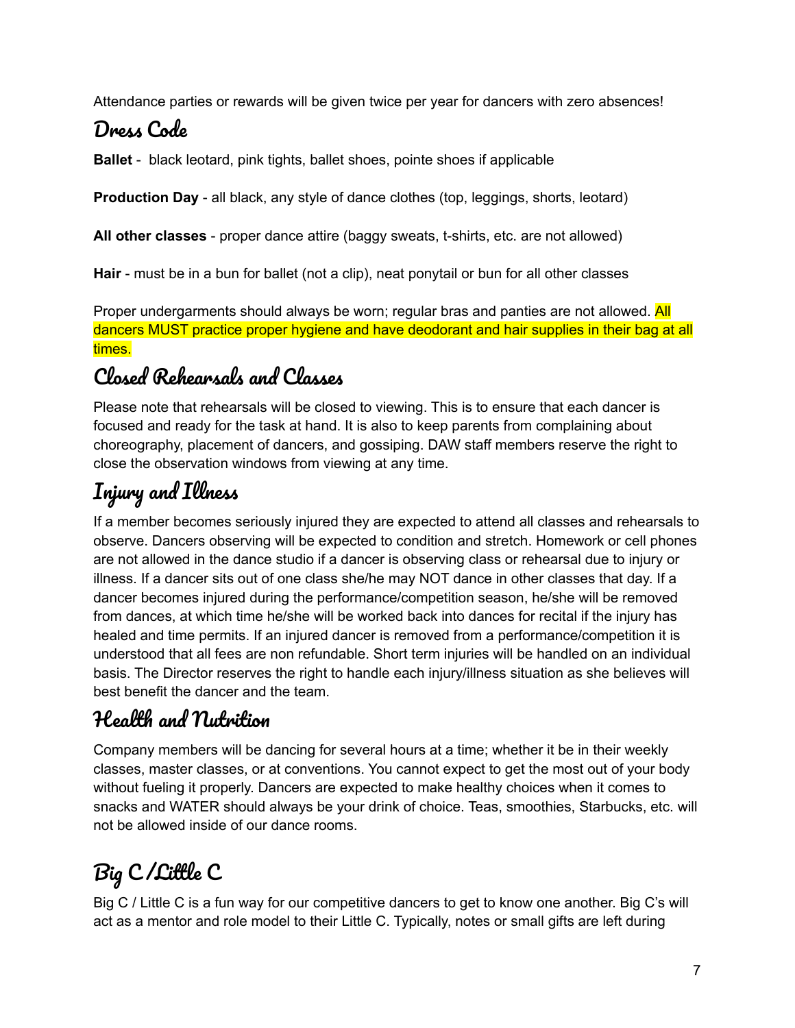Attendance parties or rewards will be given twice per year for dancers with zero absences!

## Dress Code

**Ballet** - black leotard, pink tights, ballet shoes, pointe shoes if applicable

**Production Day** - all black, any style of dance clothes (top, leggings, shorts, leotard)

**All other classes** - proper dance attire (baggy sweats, t-shirts, etc. are not allowed)

**Hair** - must be in a bun for ballet (not a clip), neat ponytail or bun for all other classes

Proper undergarments should always be worn; regular bras and panties are not allowed. All dancers MUST practice proper hygiene and have deodorant and hair supplies in their bag at all times.

## Closed Rehearsals and Classes

Please note that rehearsals will be closed to viewing. This is to ensure that each dancer is focused and ready for the task at hand. It is also to keep parents from complaining about choreography, placement of dancers, and gossiping. DAW staff members reserve the right to close the observation windows from viewing at any time.

## Injury and Illness

If a member becomes seriously injured they are expected to attend all classes and rehearsals to observe. Dancers observing will be expected to condition and stretch. Homework or cell phones are not allowed in the dance studio if a dancer is observing class or rehearsal due to injury or illness. If a dancer sits out of one class she/he may NOT dance in other classes that day. If a dancer becomes injured during the performance/competition season, he/she will be removed from dances, at which time he/she will be worked back into dances for recital if the injury has healed and time permits. If an injured dancer is removed from a performance/competition it is understood that all fees are non refundable. Short term injuries will be handled on an individual basis. The Director reserves the right to handle each injury/illness situation as she believes will best benefit the dancer and the team.

## Health and Nutrition

Company members will be dancing for several hours at a time; whether it be in their weekly classes, master classes, or at conventions. You cannot expect to get the most out of your body without fueling it properly. Dancers are expected to make healthy choices when it comes to snacks and WATER should always be your drink of choice. Teas, smoothies, Starbucks, etc. will not be allowed inside of our dance rooms.

## Big C /Little C

Big C / Little C is a fun way for our competitive dancers to get to know one another. Big C's will act as a mentor and role model to their Little C. Typically, notes or small gifts are left during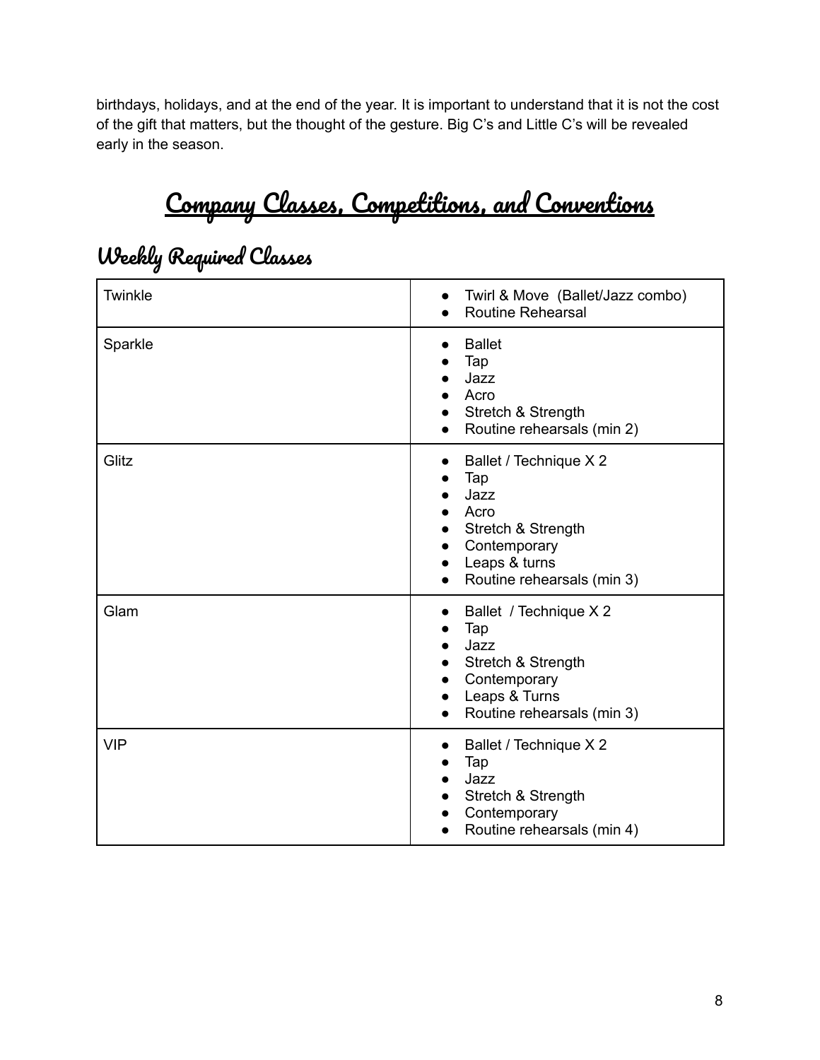birthdays, holidays, and at the end of the year. It is important to understand that it is not the cost of the gift that matters, but the thought of the gesture. Big C's and Little C's will be revealed early in the season.

# Company Classes, Competitions, and Conventions

## Weekly Required Classes

| Level | Classes |
|---|---|
| Twinkle | • Twirl & Move (Ballet/Jazz combo)<br>• Routine Rehearsal |
| Sparkle | • Ballet<br>• Tap<br>• Jazz<br>• Acro<br>• Stretch & Strength<br>• Routine rehearsals (min 2) |
| Glitz | • Ballet / Technique X 2<br>• Tap<br>• Jazz<br>• Acro<br>• Stretch & Strength<br>• Contemporary<br>• Leaps & turns<br>• Routine rehearsals (min 3) |
| Glam | • Ballet / Technique X 2<br>• Tap<br>• Jazz<br>• Stretch & Strength<br>• Contemporary<br>• Leaps & Turns<br>• Routine rehearsals (min 3) |
| VIP | • Ballet / Technique X 2<br>• Tap<br>• Jazz<br>• Stretch & Strength<br>• Contemporary<br>• Routine rehearsals (min 4) |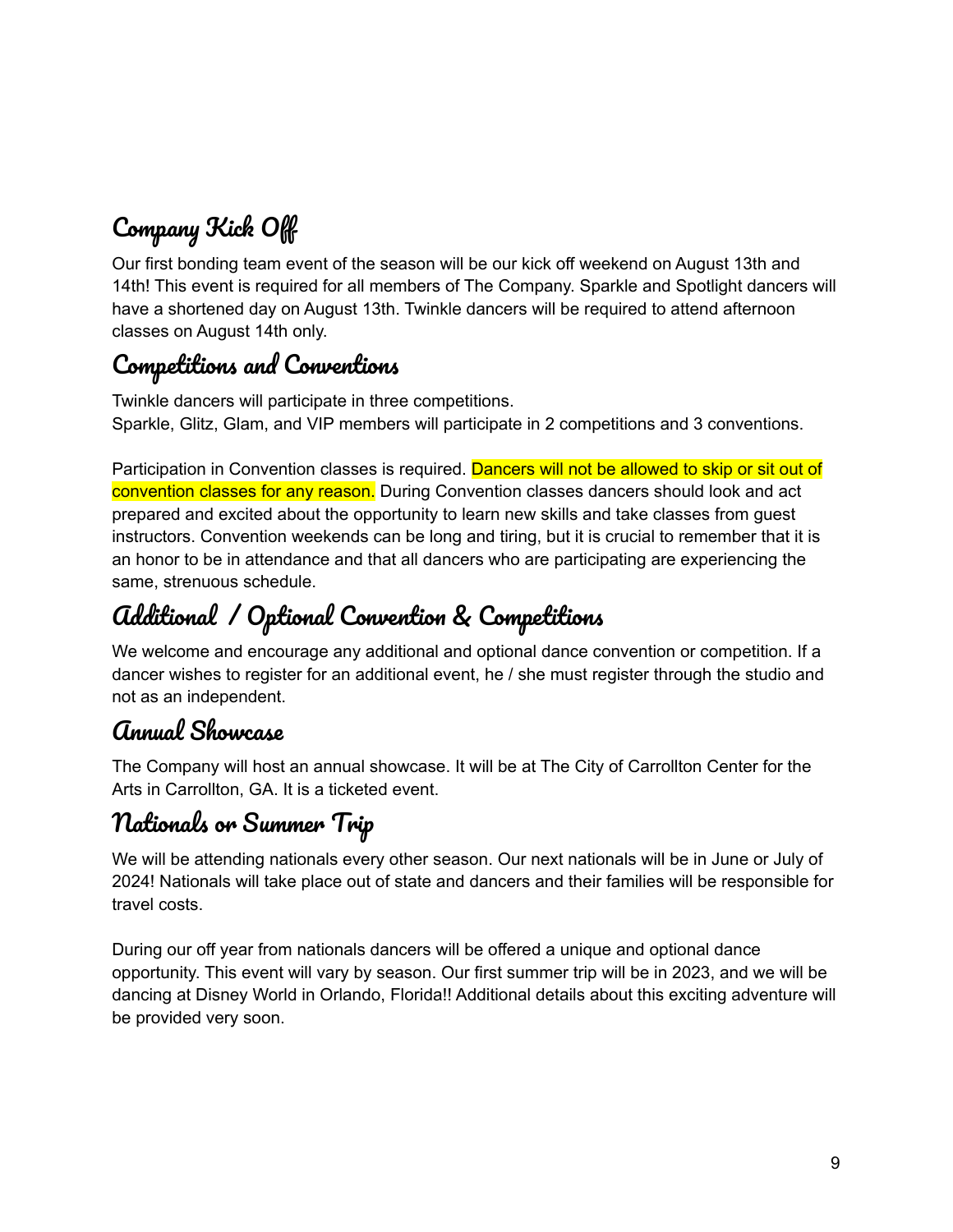## Company Kick Off

Our first bonding team event of the season will be our kick off weekend on August 13th and 14th! This event is required for all members of The Company. Sparkle and Spotlight dancers will have a shortened day on August 13th. Twinkle dancers will be required to attend afternoon classes on August 14th only.

## Competitions and Conventions

Twinkle dancers will participate in three competitions.
Sparkle, Glitz, Glam, and VIP members will participate in 2 competitions and 3 conventions.

Participation in Convention classes is required. Dancers will not be allowed to skip or sit out of convention classes for any reason. During Convention classes dancers should look and act prepared and excited about the opportunity to learn new skills and take classes from guest instructors. Convention weekends can be long and tiring, but it is crucial to remember that it is an honor to be in attendance and that all dancers who are participating are experiencing the same, strenuous schedule.

## Additional / Optional Convention & Competitions

We welcome and encourage any additional and optional dance convention or competition. If a dancer wishes to register for an additional event, he / she must register through the studio and not as an independent.

## Annual Showcase

The Company will host an annual showcase. It will be at The City of Carrollton Center for the Arts in Carrollton, GA. It is a ticketed event.

## Nationals or Summer Trip

We will be attending nationals every other season. Our next nationals will be in June or July of 2024! Nationals will take place out of state and dancers and their families will be responsible for travel costs.

During our off year from nationals dancers will be offered a unique and optional dance opportunity. This event will vary by season. Our first summer trip will be in 2023, and we will be dancing at Disney World in Orlando, Florida!! Additional details about this exciting adventure will be provided very soon.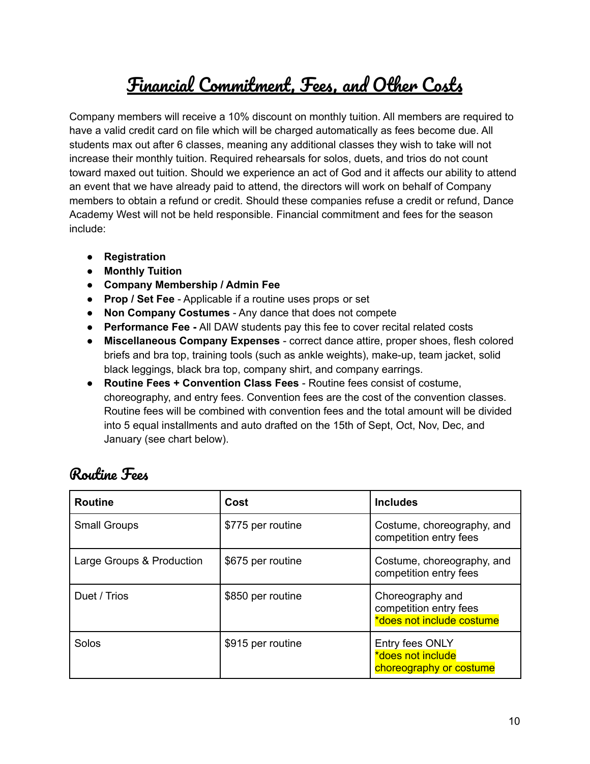# Financial Commitment, Fees, and Other Costs

Company members will receive a 10% discount on monthly tuition. All members are required to have a valid credit card on file which will be charged automatically as fees become due. All students max out after 6 classes, meaning any additional classes they wish to take will not increase their monthly tuition. Required rehearsals for solos, duets, and trios do not count toward maxed out tuition. Should we experience an act of God and it affects our ability to attend an event that we have already paid to attend, the directors will work on behalf of Company members to obtain a refund or credit. Should these companies refuse a credit or refund, Dance Academy West will not be held responsible. Financial commitment and fees for the season include:

- **Registration**
- **Monthly Tuition**
- **Company Membership / Admin Fee**
- **Prop / Set Fee** - Applicable if a routine uses props or set
- **Non Company Costumes** - Any dance that does not compete
- **Performance Fee -** All DAW students pay this fee to cover recital related costs
- **Miscellaneous Company Expenses** - correct dance attire, proper shoes, flesh colored briefs and bra top, training tools (such as ankle weights), make-up, team jacket, solid black leggings, black bra top, company shirt, and company earrings.
- **Routine Fees + Convention Class Fees** - Routine fees consist of costume, choreography, and entry fees. Convention fees are the cost of the convention classes. Routine fees will be combined with convention fees and the total amount will be divided into 5 equal installments and auto drafted on the 15th of Sept, Oct, Nov, Dec, and January (see chart below).

## Routine Fees

| Routine | Cost | Includes |
|---|---|---|
| Small Groups | $775 per routine | Costume, choreography, and competition entry fees |
| Large Groups & Production | $675 per routine | Costume, choreography, and competition entry fees |
| Duet / Trios | $850 per routine | Choreography and competition entry fees *does not include costume |
| Solos | $915 per routine | Entry fees ONLY *does not include choreography or costume |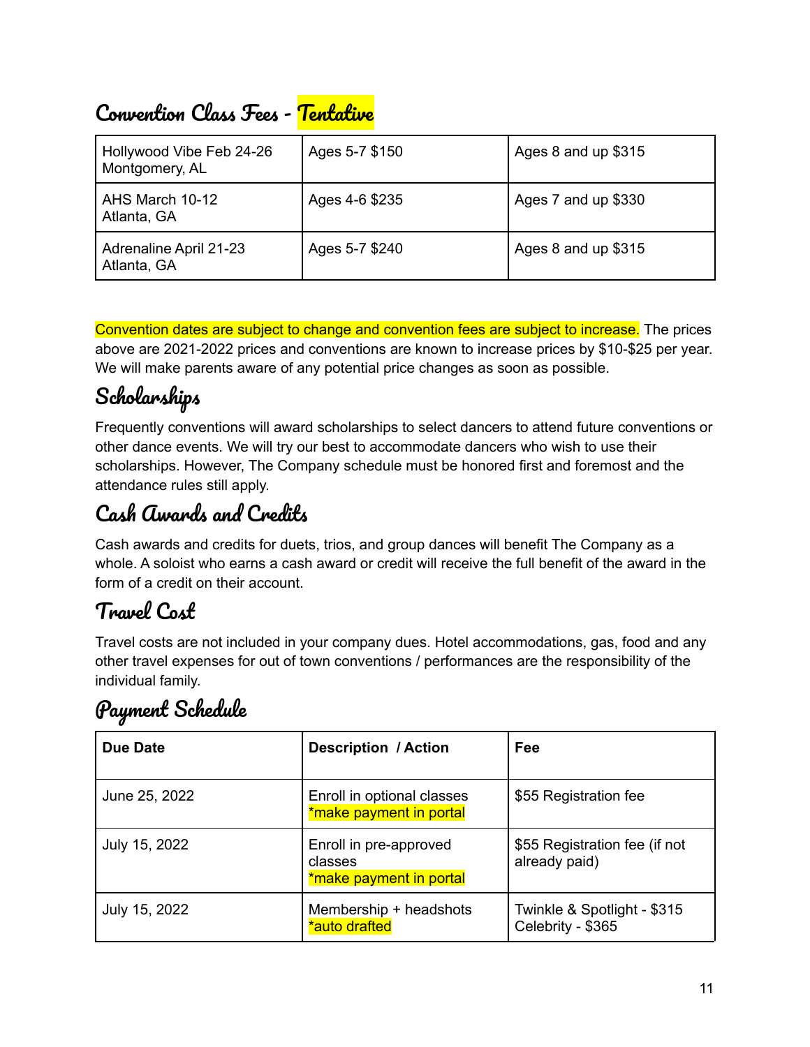## Convention Class Fees - Tentative

| Hollywood Vibe Feb 24-26 Montgomery, AL | Ages 5-7 $150 | Ages 8 and up $315 |
|---|---|---|
| AHS March 10-12 Atlanta, GA | Ages 4-6 $235 | Ages 7 and up $330 |
| Adrenaline April 21-23 Atlanta, GA | Ages 5-7 $240 | Ages 8 and up $315 |

Convention dates are subject to change and convention fees are subject to increase. The prices above are 2021-2022 prices and conventions are known to increase prices by $10-$25 per year. We will make parents aware of any potential price changes as soon as possible.

## Scholarships

Frequently conventions will award scholarships to select dancers to attend future conventions or other dance events. We will try our best to accommodate dancers who wish to use their scholarships. However, The Company schedule must be honored first and foremost and the attendance rules still apply.

## Cash Awards and Credits

Cash awards and credits for duets, trios, and group dances will benefit The Company as a whole. A soloist who earns a cash award or credit will receive the full benefit of the award in the form of a credit on their account.

## Travel Cost

Travel costs are not included in your company dues. Hotel accommodations, gas, food and any other travel expenses for out of town conventions / performances are the responsibility of the individual family.

## Payment Schedule

| Due Date | Description / Action | Fee |
|---|---|---|
| June 25, 2022 | Enroll in optional classes *make payment in portal | $55 Registration fee |
| July 15, 2022 | Enroll in pre-approved classes *make payment in portal | $55 Registration fee (if not already paid) |
| July 15, 2022 | Membership + headshots *auto drafted | Twinkle & Spotlight - $315 Celebrity - $365 |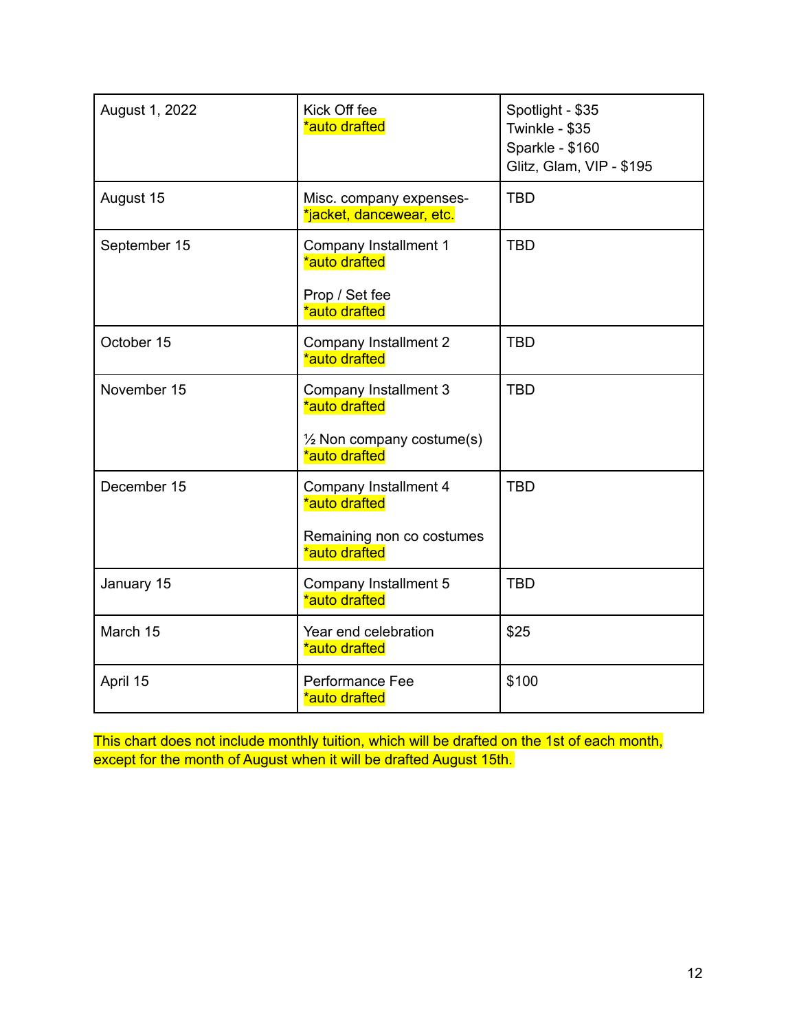| August 1, 2022 | Kick Off fee<br>*auto drafted | Spotlight - $35<br>Twinkle - $35<br>Sparkle - $160<br>Glitz, Glam, VIP - $195 |
|---|---|---|
| August 15 | Misc. company expenses-<br>*jacket, dancewear, etc. | TBD |
| September 15 | Company Installment 1<br>*auto drafted<br><br>Prop / Set fee<br>*auto drafted | TBD |
| October 15 | Company Installment 2<br>*auto drafted | TBD |
| November 15 | Company Installment 3<br>*auto drafted<br><br>½ Non company costume(s)<br>*auto drafted | TBD |
| December 15 | Company Installment 4<br>*auto drafted<br><br>Remaining non co costumes<br>*auto drafted | TBD |
| January 15 | Company Installment 5<br>*auto drafted | TBD |
| March 15 | Year end celebration<br>*auto drafted | $25 |
| April 15 | Performance Fee<br>*auto drafted | $100 |

This chart does not include monthly tuition, which will be drafted on the 1st of each month, except for the month of August when it will be drafted August 15th.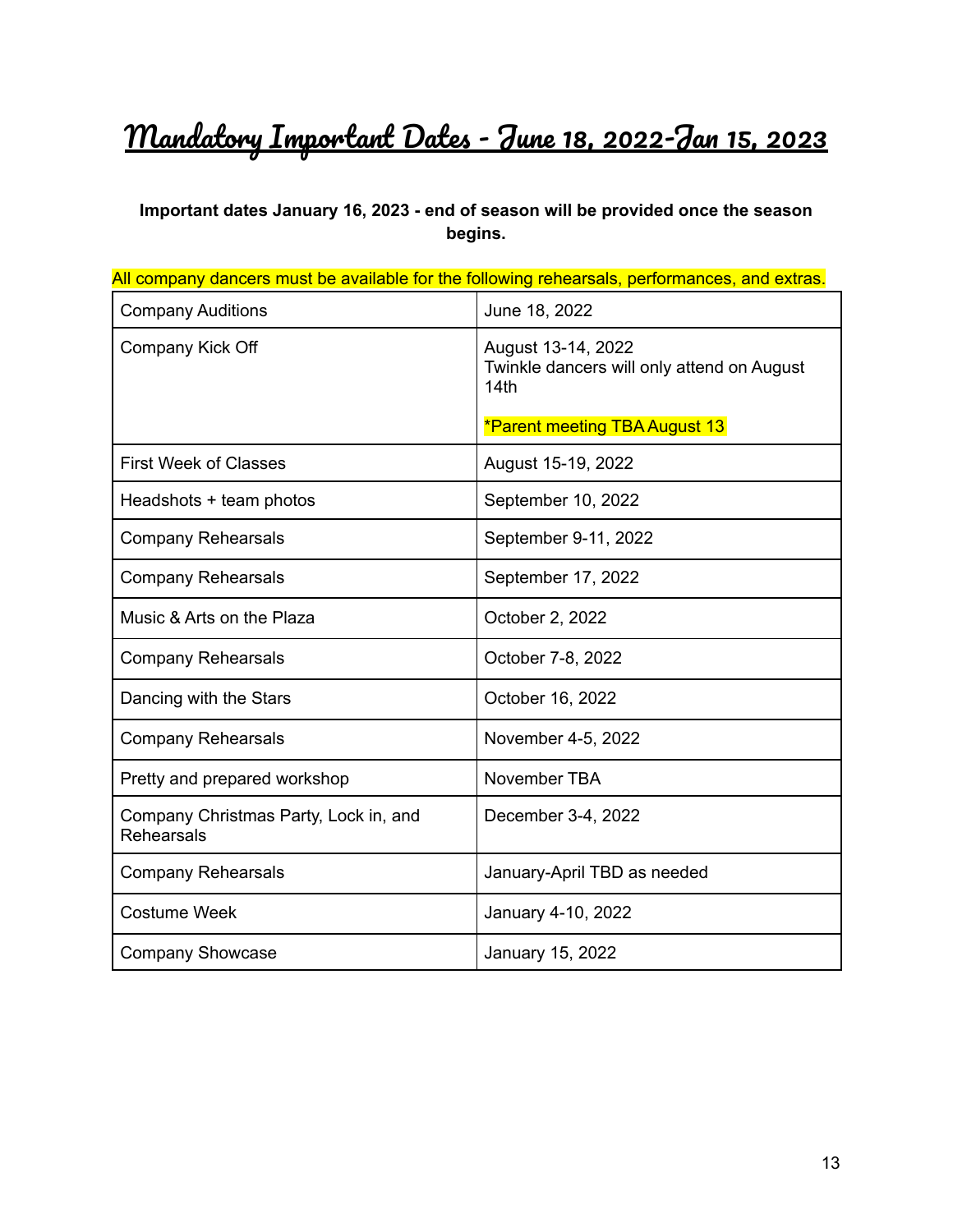# Mandatory Important Dates - June 18, 2022-Jan 15, 2023

**Important dates January 16, 2023 - end of season will be provided once the season begins.**

All company dancers must be available for the following rehearsals, performances, and extras.

| | |
|---|---|
| Company Auditions | June 18, 2022 |
| Company Kick Off | August 13-14, 2022<br>Twinkle dancers will only attend on August 14th<br><br>*Parent meeting TBA August 13 |
| First Week of Classes | August 15-19, 2022 |
| Headshots + team photos | September 10, 2022 |
| Company Rehearsals | September 9-11, 2022 |
| Company Rehearsals | September 17, 2022 |
| Music & Arts on the Plaza | October 2, 2022 |
| Company Rehearsals | October 7-8, 2022 |
| Dancing with the Stars | October 16, 2022 |
| Company Rehearsals | November 4-5, 2022 |
| Pretty and prepared workshop | November TBA |
| Company Christmas Party, Lock in, and Rehearsals | December 3-4, 2022 |
| Company Rehearsals | January-April TBD as needed |
| Costume Week | January 4-10, 2022 |
| Company Showcase | January 15, 2022 |